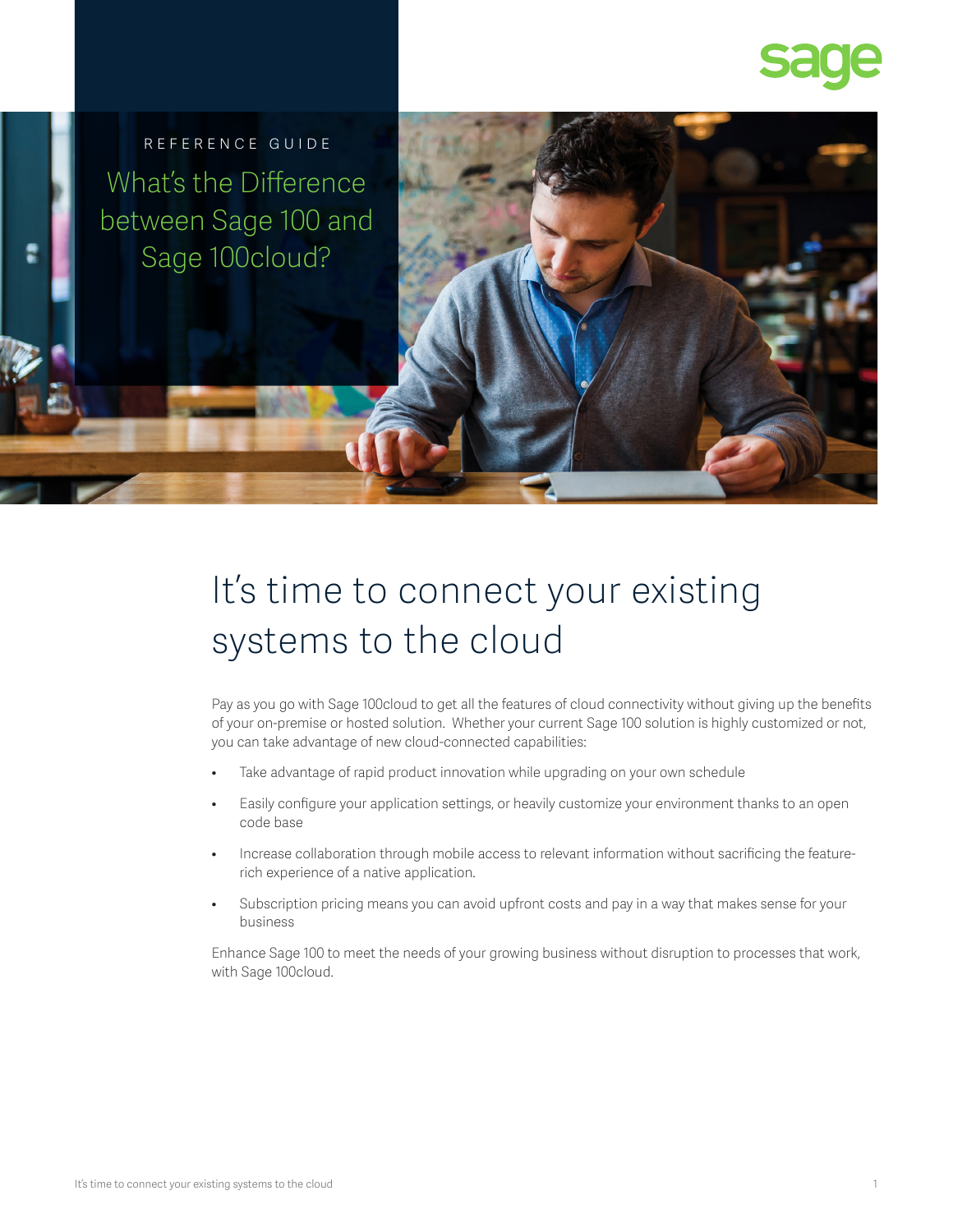REFERENCE GUIDE

# What's the Difference between Sage 100 and Sage 100cloud?

## It's time to connect your existing systems to the cloud

Pay as you go with Sage 100cloud to get all the features of cloud connectivity without giving up the benefits of your on-premise or hosted solution. Whether your current Sage 100 solution is highly customized or not, you can take advantage of new cloud-connected capabilities:

- Take advantage of rapid product innovation while upgrading on your own schedule
- Easily configure your application settings, or heavily customize your environment thanks to an open code base
- Increase collaboration through mobile access to relevant information without sacrificing the feature-rich experience of a native application.
- Subscription pricing means you can avoid upfront costs and pay in a way that makes sense for your business

Enhance Sage 100 to meet the needs of your growing business without disruption to processes that work, with Sage 100cloud.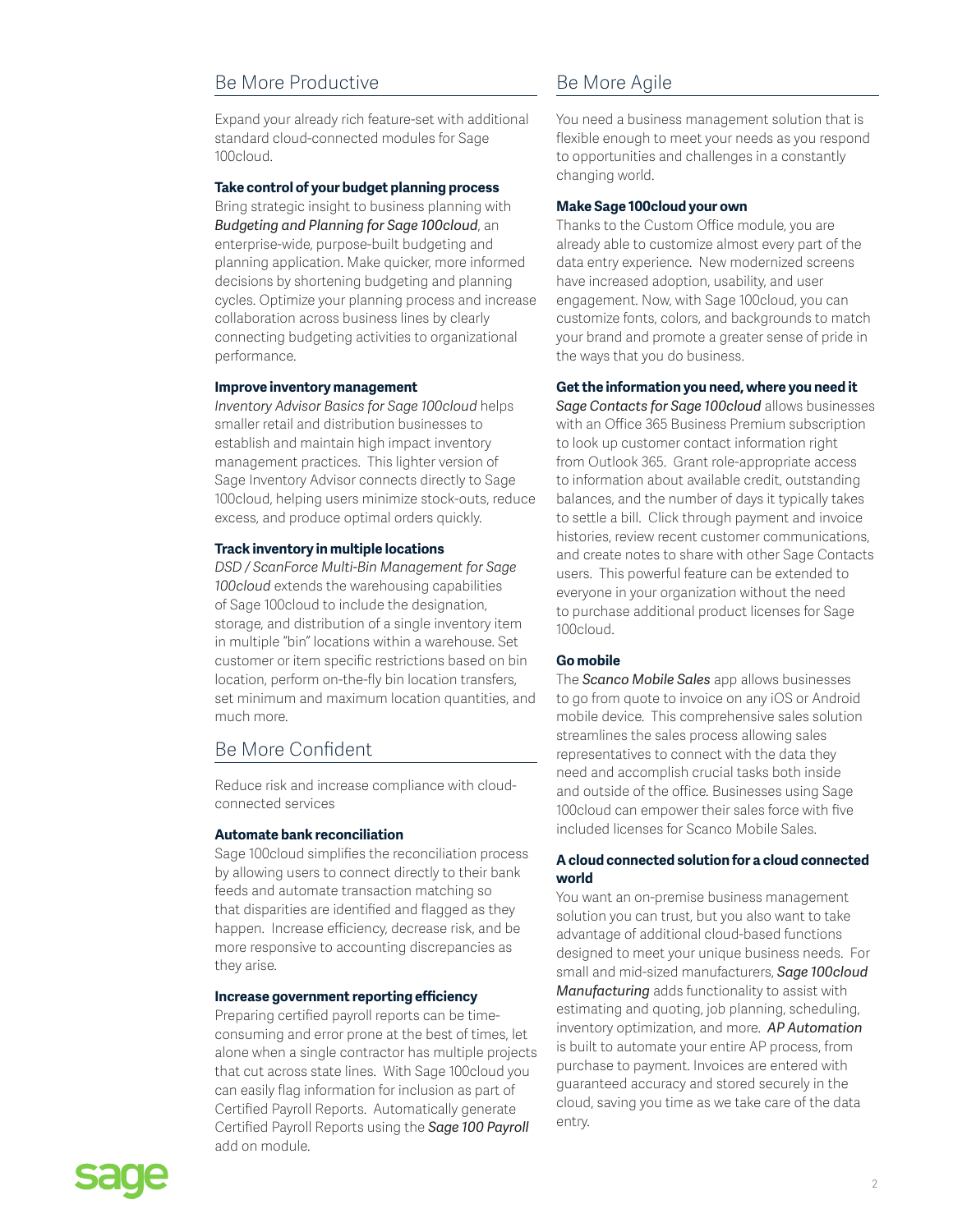## Be More Productive

Expand your already rich feature-set with additional standard cloud-connected modules for Sage 100cloud.

**Take control of your budget planning process**

Bring strategic insight to business planning with *Budgeting and Planning for Sage 100cloud*, an enterprise-wide, purpose-built budgeting and planning application. Make quicker, more informed decisions by shortening budgeting and planning cycles. Optimize your planning process and increase collaboration across business lines by clearly connecting budgeting activities to organizational performance.

**Improve inventory management**

*Inventory Advisor Basics for Sage 100cloud* helps smaller retail and distribution businesses to establish and maintain high impact inventory management practices. This lighter version of Sage Inventory Advisor connects directly to Sage 100cloud, helping users minimize stock-outs, reduce excess, and produce optimal orders quickly.

**Track inventory in multiple locations**

*DSD / ScanForce Multi-Bin Management for Sage 100cloud* extends the warehousing capabilities of Sage 100cloud to include the designation, storage, and distribution of a single inventory item in multiple "bin" locations within a warehouse. Set customer or item specific restrictions based on bin location, perform on-the-fly bin location transfers, set minimum and maximum location quantities, and much more.

## Be More Confident

Reduce risk and increase compliance with cloud-connected services

**Automate bank reconciliation**

Sage 100cloud simplifies the reconciliation process by allowing users to connect directly to their bank feeds and automate transaction matching so that disparities are identified and flagged as they happen. Increase efficiency, decrease risk, and be more responsive to accounting discrepancies as they arise.

**Increase government reporting efficiency**

Preparing certified payroll reports can be time-consuming and error prone at the best of times, let alone when a single contractor has multiple projects that cut across state lines. With Sage 100cloud you can easily flag information for inclusion as part of Certified Payroll Reports. Automatically generate Certified Payroll Reports using the ***Sage 100 Payroll*** add on module.

## Be More Agile

You need a business management solution that is flexible enough to meet your needs as you respond to opportunities and challenges in a constantly changing world.

**Make Sage 100cloud your own**

Thanks to the Custom Office module, you are already able to customize almost every part of the data entry experience. New modernized screens have increased adoption, usability, and user engagement. Now, with Sage 100cloud, you can customize fonts, colors, and backgrounds to match your brand and promote a greater sense of pride in the ways that you do business.

**Get the information you need, where you need it**

*Sage Contacts for Sage 100cloud* allows businesses with an Office 365 Business Premium subscription to look up customer contact information right from Outlook 365. Grant role-appropriate access to information about available credit, outstanding balances, and the number of days it typically takes to settle a bill. Click through payment and invoice histories, review recent customer communications, and create notes to share with other Sage Contacts users. This powerful feature can be extended to everyone in your organization without the need to purchase additional product licenses for Sage 100cloud.

**Go mobile**

The ***Scanco Mobile Sales*** app allows businesses to go from quote to invoice on any iOS or Android mobile device. This comprehensive sales solution streamlines the sales process allowing sales representatives to connect with the data they need and accomplish crucial tasks both inside and outside of the office. Businesses using Sage 100cloud can empower their sales force with five included licenses for Scanco Mobile Sales.

**A cloud connected solution for a cloud connected world**

You want an on-premise business management solution you can trust, but you also want to take advantage of additional cloud-based functions designed to meet your unique business needs. For small and mid-sized manufacturers, ***Sage 100cloud Manufacturing*** adds functionality to assist with estimating and quoting, job planning, scheduling, inventory optimization, and more. *AP Automation* is built to automate your entire AP process, from purchase to payment. Invoices are entered with guaranteed accuracy and stored securely in the cloud, saving you time as we take care of the data entry.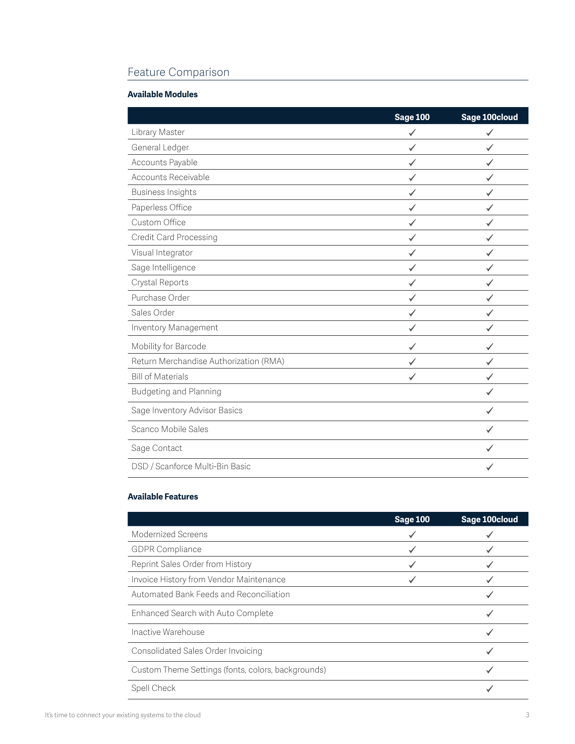## Feature Comparison

**Available Modules**

| | Sage 100 | Sage 100cloud |
|---|---|---|
| Library Master | ✓ | ✓ |
| General Ledger | ✓ | ✓ |
| Accounts Payable | ✓ | ✓ |
| Accounts Receivable | ✓ | ✓ |
| Business Insights | ✓ | ✓ |
| Paperless Office | ✓ | ✓ |
| Custom Office | ✓ | ✓ |
| Credit Card Processing | ✓ | ✓ |
| Visual Integrator | ✓ | ✓ |
| Sage Intelligence | ✓ | ✓ |
| Crystal Reports | ✓ | ✓ |
| Purchase Order | ✓ | ✓ |
| Sales Order | ✓ | ✓ |
| Inventory Management | ✓ | ✓ |
| Mobility for Barcode | ✓ | ✓ |
| Return Merchandise Authorization (RMA) | ✓ | ✓ |
| Bill of Materials | ✓ | ✓ |
| Budgeting and Planning | | ✓ |
| Sage Inventory Advisor Basics | | ✓ |
| Scanco Mobile Sales | | ✓ |
| Sage Contact | | ✓ |
| DSD / Scanforce Multi-Bin Basic | | ✓ |

**Available Features**

| | Sage 100 | Sage 100cloud |
|---|---|---|
| Modernized Screens | ✓ | ✓ |
| GDPR Compliance | ✓ | ✓ |
| Reprint Sales Order from History | ✓ | ✓ |
| Invoice History from Vendor Maintenance | ✓ | ✓ |
| Automated Bank Feeds and Reconciliation | | ✓ |
| Enhanced Search with Auto Complete | | ✓ |
| Inactive Warehouse | | ✓ |
| Consolidated Sales Order Invoicing | | ✓ |
| Custom Theme Settings (fonts, colors, backgrounds) | | ✓ |
| Spell Check | | ✓ |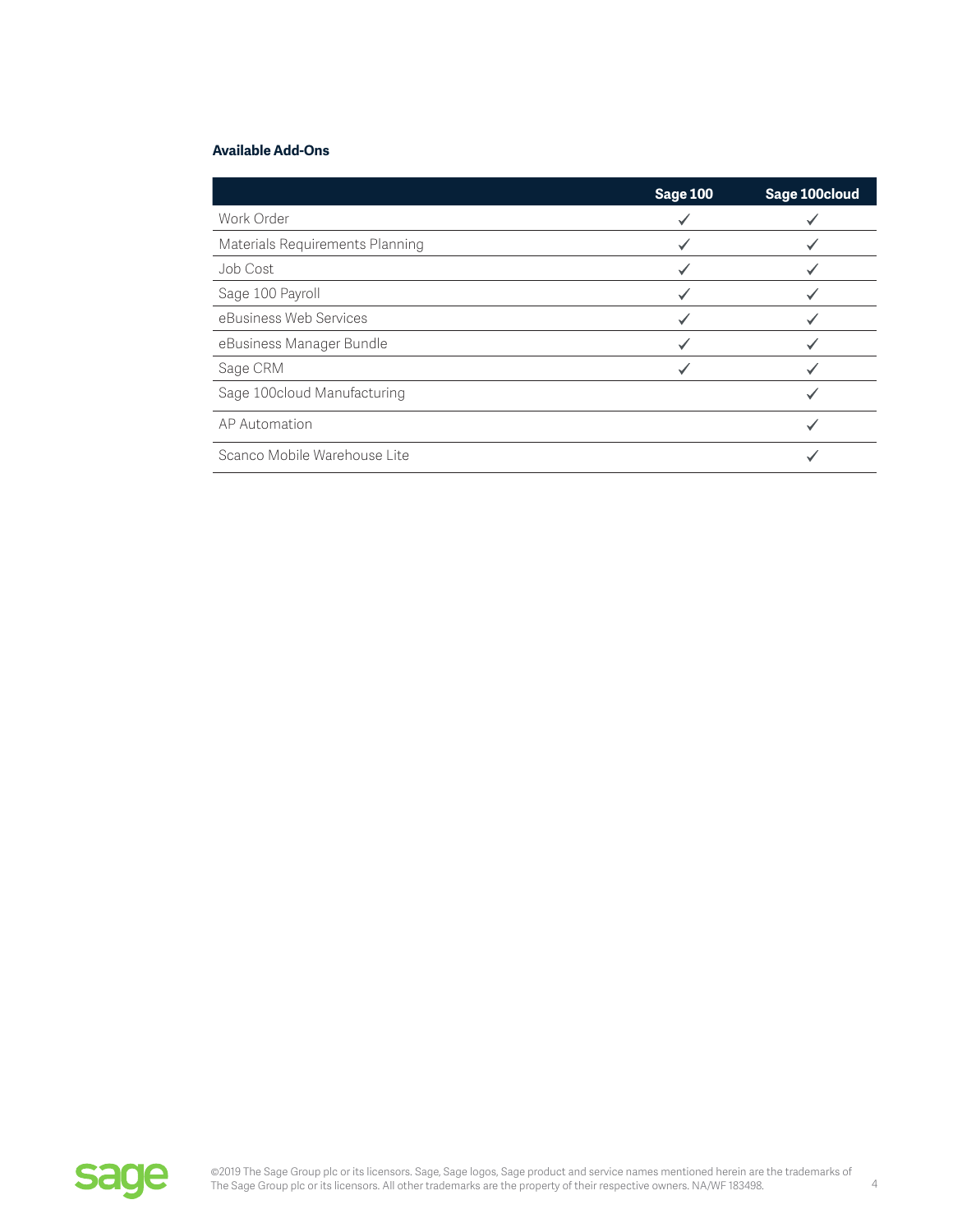**Available Add-Ons**

| | Sage 100 | Sage 100cloud |
|---|---|---|
| Work Order | ✓ | ✓ |
| Materials Requirements Planning | ✓ | ✓ |
| Job Cost | ✓ | ✓ |
| Sage 100 Payroll | ✓ | ✓ |
| eBusiness Web Services | ✓ | ✓ |
| eBusiness Manager Bundle | ✓ | ✓ |
| Sage CRM | ✓ | ✓ |
| Sage 100cloud Manufacturing | | ✓ |
| AP Automation | | ✓ |
| Scanco Mobile Warehouse Lite | | ✓ |

©2019 The Sage Group plc or its licensors. Sage, Sage logos, Sage product and service names mentioned herein are the trademarks of The Sage Group plc or its licensors. All other trademarks are the property of their respective owners. NA/WF 183498.